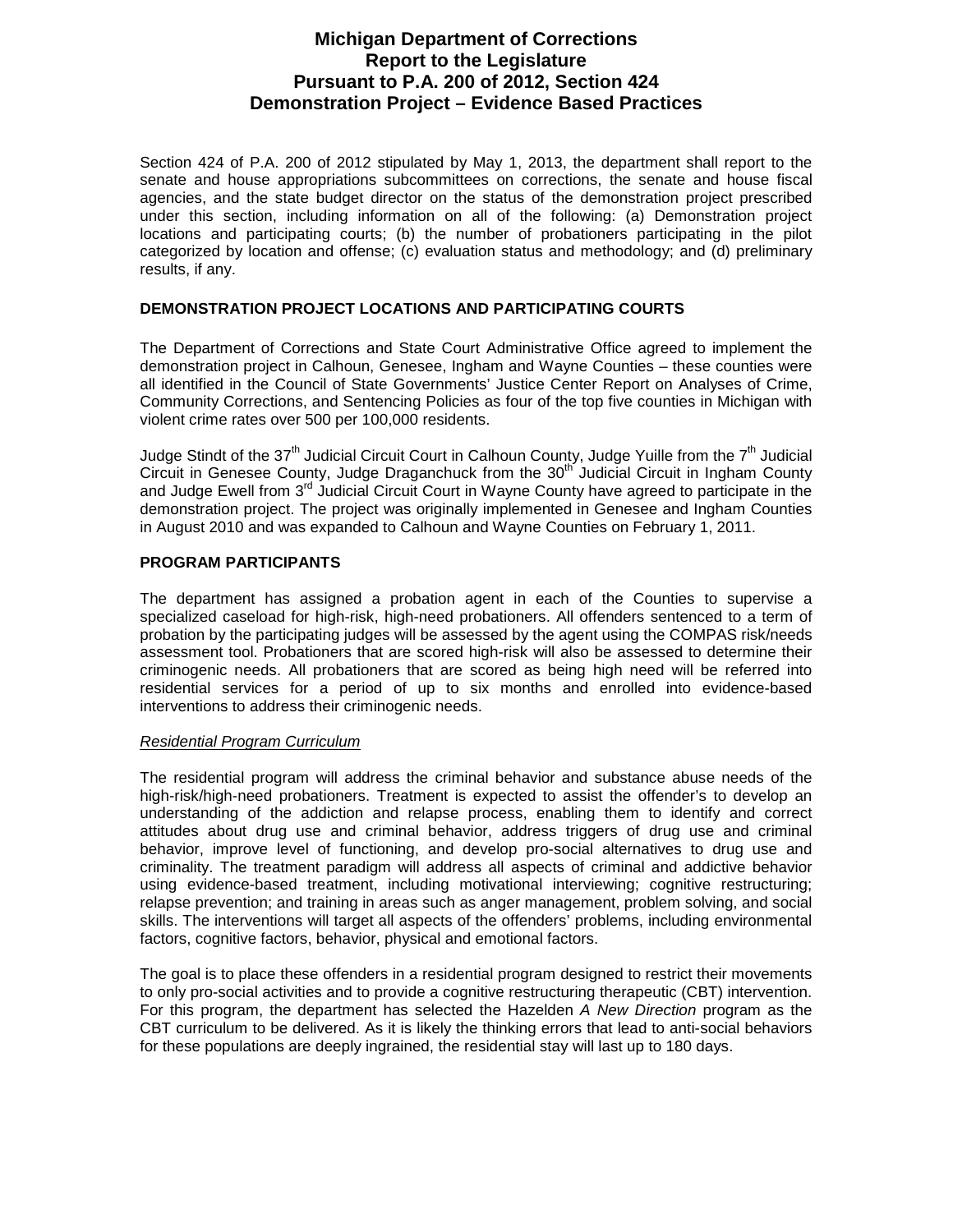# Michigan Department of Corrections
# Report to the Legislature
# Pursuant to P.A. 200 of 2012, Section 424
# Demonstration Project – Evidence Based Practices

Section 424 of P.A. 200 of 2012 stipulated by May 1, 2013, the department shall report to the senate and house appropriations subcommittees on corrections, the senate and house fiscal agencies, and the state budget director on the status of the demonstration project prescribed under this section, including information on all of the following: (a) Demonstration project locations and participating courts; (b) the number of probationers participating in the pilot categorized by location and offense; (c) evaluation status and methodology; and (d) preliminary results, if any.

## DEMONSTRATION PROJECT LOCATIONS AND PARTICIPATING COURTS

The Department of Corrections and State Court Administrative Office agreed to implement the demonstration project in Calhoun, Genesee, Ingham and Wayne Counties – these counties were all identified in the Council of State Governments' Justice Center Report on Analyses of Crime, Community Corrections, and Sentencing Policies as four of the top five counties in Michigan with violent crime rates over 500 per 100,000 residents.

Judge Stindt of the 37th Judicial Circuit Court in Calhoun County, Judge Yuille from the 7th Judicial Circuit in Genesee County, Judge Draganchuck from the 30th Judicial Circuit in Ingham County and Judge Ewell from 3rd Judicial Circuit Court in Wayne County have agreed to participate in the demonstration project. The project was originally implemented in Genesee and Ingham Counties in August 2010 and was expanded to Calhoun and Wayne Counties on February 1, 2011.

## PROGRAM PARTICIPANTS

The department has assigned a probation agent in each of the Counties to supervise a specialized caseload for high-risk, high-need probationers. All offenders sentenced to a term of probation by the participating judges will be assessed by the agent using the COMPAS risk/needs assessment tool. Probationers that are scored high-risk will also be assessed to determine their criminogenic needs. All probationers that are scored as being high need will be referred into residential services for a period of up to six months and enrolled into evidence-based interventions to address their criminogenic needs.

*Residential Program Curriculum*

The residential program will address the criminal behavior and substance abuse needs of the high-risk/high-need probationers. Treatment is expected to assist the offender's to develop an understanding of the addiction and relapse process, enabling them to identify and correct attitudes about drug use and criminal behavior, address triggers of drug use and criminal behavior, improve level of functioning, and develop pro-social alternatives to drug use and criminality. The treatment paradigm will address all aspects of criminal and addictive behavior using evidence-based treatment, including motivational interviewing; cognitive restructuring; relapse prevention; and training in areas such as anger management, problem solving, and social skills. The interventions will target all aspects of the offenders' problems, including environmental factors, cognitive factors, behavior, physical and emotional factors.

The goal is to place these offenders in a residential program designed to restrict their movements to only pro-social activities and to provide a cognitive restructuring therapeutic (CBT) intervention. For this program, the department has selected the Hazelden *A New Direction* program as the CBT curriculum to be delivered. As it is likely the thinking errors that lead to anti-social behaviors for these populations are deeply ingrained, the residential stay will last up to 180 days.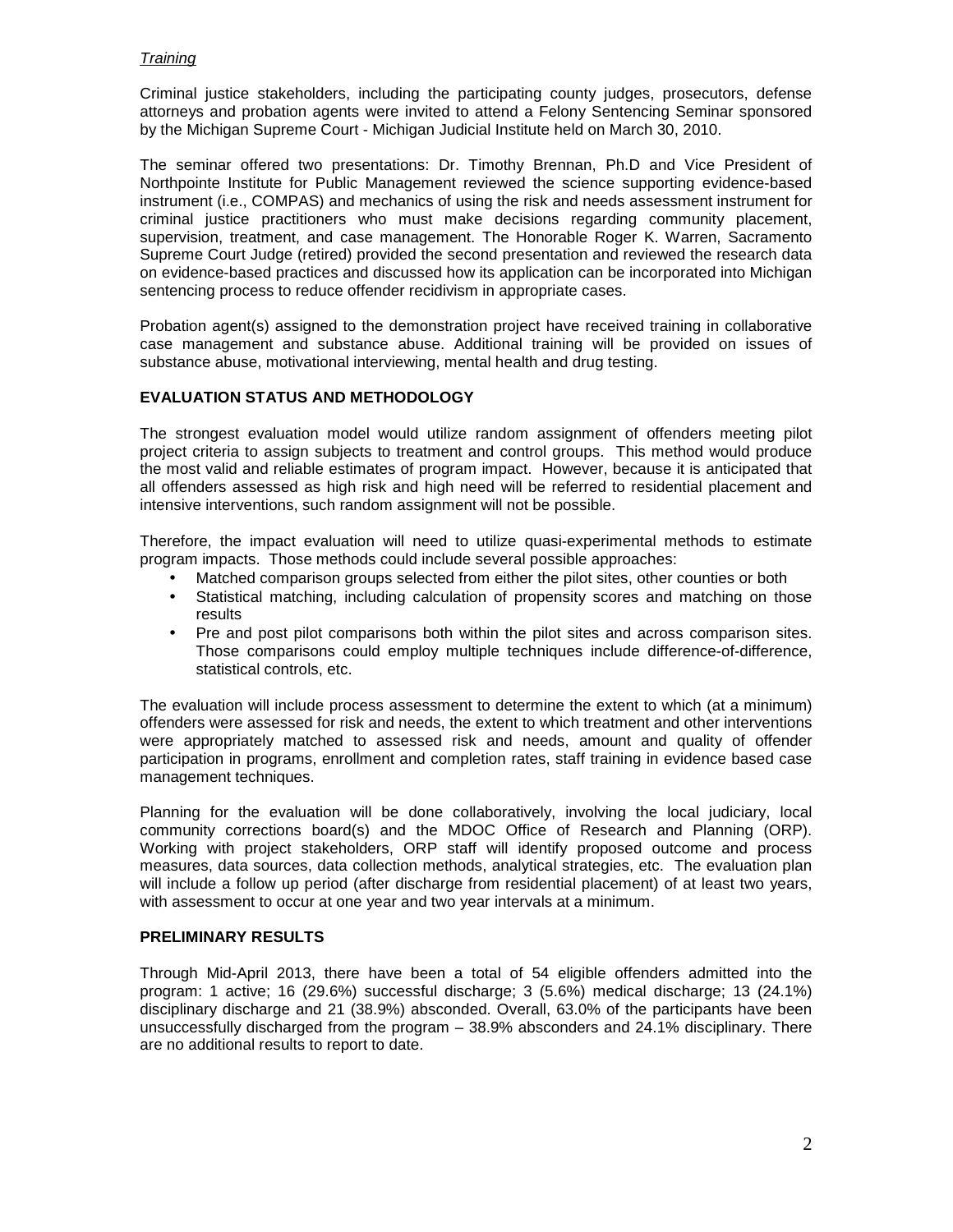*Training*

Criminal justice stakeholders, including the participating county judges, prosecutors, defense attorneys and probation agents were invited to attend a Felony Sentencing Seminar sponsored by the Michigan Supreme Court - Michigan Judicial Institute held on March 30, 2010.

The seminar offered two presentations: Dr. Timothy Brennan, Ph.D and Vice President of Northpointe Institute for Public Management reviewed the science supporting evidence-based instrument (i.e., COMPAS) and mechanics of using the risk and needs assessment instrument for criminal justice practitioners who must make decisions regarding community placement, supervision, treatment, and case management. The Honorable Roger K. Warren, Sacramento Supreme Court Judge (retired) provided the second presentation and reviewed the research data on evidence-based practices and discussed how its application can be incorporated into Michigan sentencing process to reduce offender recidivism in appropriate cases.

Probation agent(s) assigned to the demonstration project have received training in collaborative case management and substance abuse. Additional training will be provided on issues of substance abuse, motivational interviewing, mental health and drug testing.

## EVALUATION STATUS AND METHODOLOGY

The strongest evaluation model would utilize random assignment of offenders meeting pilot project criteria to assign subjects to treatment and control groups. This method would produce the most valid and reliable estimates of program impact. However, because it is anticipated that all offenders assessed as high risk and high need will be referred to residential placement and intensive interventions, such random assignment will not be possible.

Therefore, the impact evaluation will need to utilize quasi-experimental methods to estimate program impacts. Those methods could include several possible approaches:

- Matched comparison groups selected from either the pilot sites, other counties or both
- Statistical matching, including calculation of propensity scores and matching on those results
- Pre and post pilot comparisons both within the pilot sites and across comparison sites. Those comparisons could employ multiple techniques include difference-of-difference, statistical controls, etc.

The evaluation will include process assessment to determine the extent to which (at a minimum) offenders were assessed for risk and needs, the extent to which treatment and other interventions were appropriately matched to assessed risk and needs, amount and quality of offender participation in programs, enrollment and completion rates, staff training in evidence based case management techniques.

Planning for the evaluation will be done collaboratively, involving the local judiciary, local community corrections board(s) and the MDOC Office of Research and Planning (ORP). Working with project stakeholders, ORP staff will identify proposed outcome and process measures, data sources, data collection methods, analytical strategies, etc. The evaluation plan will include a follow up period (after discharge from residential placement) of at least two years, with assessment to occur at one year and two year intervals at a minimum.

## PRELIMINARY RESULTS

Through Mid-April 2013, there have been a total of 54 eligible offenders admitted into the program: 1 active; 16 (29.6%) successful discharge; 3 (5.6%) medical discharge; 13 (24.1%) disciplinary discharge and 21 (38.9%) absconded. Overall, 63.0% of the participants have been unsuccessfully discharged from the program – 38.9% absconders and 24.1% disciplinary. There are no additional results to report to date.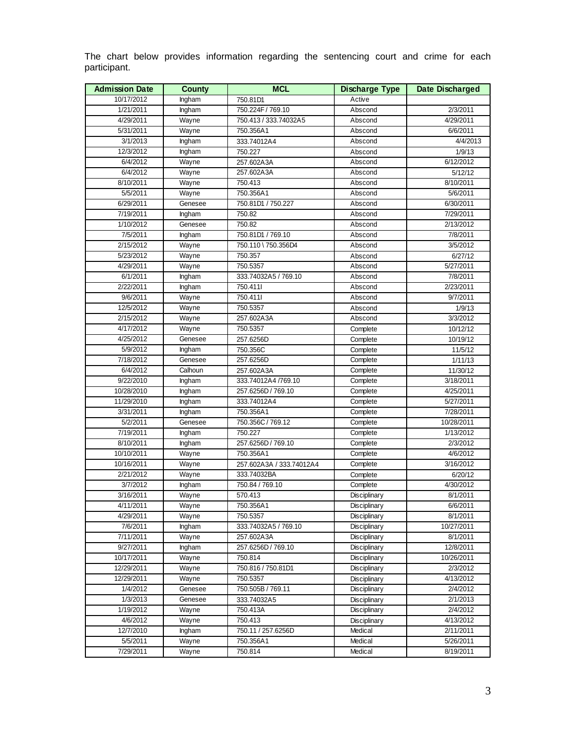The chart below provides information regarding the sentencing court and crime for each participant.

| Admission Date | County | MCL | Discharge Type | Date Discharged |
|---|---|---|---|---|
| 10/17/2012 | Ingham | 750.81D1 | Active | |
| 1/21/2011 | Ingham | 750.224F / 769.10 | Abscond | 2/3/2011 |
| 4/29/2011 | Wayne | 750.413 / 333.74032A5 | Abscond | 4/29/2011 |
| 5/31/2011 | Wayne | 750.356A1 | Abscond | 6/6/2011 |
| 3/1/2013 | Ingham | 333.74012A4 | Abscond | 4/4/2013 |
| 12/3/2012 | Ingham | 750.227 | Abscond | 1/9/13 |
| 6/4/2012 | Wayne | 257.602A3A | Abscond | 6/12/2012 |
| 6/4/2012 | Wayne | 257.602A3A | Abscond | 5/12/12 |
| 8/10/2011 | Wayne | 750.413 | Abscond | 8/10/2011 |
| 5/5/2011 | Wayne | 750.356A1 | Abscond | 5/6/2011 |
| 6/29/2011 | Genesee | 750.81D1 / 750.227 | Abscond | 6/30/2011 |
| 7/19/2011 | Ingham | 750.82 | Abscond | 7/29/2011 |
| 1/10/2012 | Genesee | 750.82 | Abscond | 2/13/2012 |
| 7/5/2011 | Ingham | 750.81D1 / 769.10 | Abscond | 7/8/2011 |
| 2/15/2012 | Wayne | 750.110 \ 750.356D4 | Abscond | 3/5/2012 |
| 5/23/2012 | Wayne | 750.357 | Abscond | 6/27/12 |
| 4/29/2011 | Wayne | 750.5357 | Abscond | 5/27/2011 |
| 6/1/2011 | Ingham | 333.74032A5 / 769.10 | Abscond | 7/8/2011 |
| 2/22/2011 | Ingham | 750.411I | Abscond | 2/23/2011 |
| 9/6/2011 | Wayne | 750.411I | Abscond | 9/7/2011 |
| 12/5/2012 | Wayne | 750.5357 | Abscond | 1/9/13 |
| 2/15/2012 | Wayne | 257.602A3A | Abscond | 3/3/2012 |
| 4/17/2012 | Wayne | 750.5357 | Complete | 10/12/12 |
| 4/25/2012 | Genesee | 257.6256D | Complete | 10/19/12 |
| 5/9/2012 | Ingham | 750.356C | Complete | 11/5/12 |
| 7/18/2012 | Genesee | 257.6256D | Complete | 1/11/13 |
| 6/4/2012 | Calhoun | 257.602A3A | Complete | 11/30/12 |
| 9/22/2010 | Ingham | 333.74012A4 /769.10 | Complete | 3/18/2011 |
| 10/28/2010 | Ingham | 257.6256D / 769.10 | Complete | 4/25/2011 |
| 11/29/2010 | Ingham | 333.74012A4 | Complete | 5/27/2011 |
| 3/31/2011 | Ingham | 750.356A1 | Complete | 7/28/2011 |
| 5/2/2011 | Genesee | 750.356C / 769.12 | Complete | 10/28/2011 |
| 7/19/2011 | Ingham | 750.227 | Complete | 1/13/2012 |
| 8/10/2011 | Ingham | 257.6256D / 769.10 | Complete | 2/3/2012 |
| 10/10/2011 | Wayne | 750.356A1 | Complete | 4/6/2012 |
| 10/16/2011 | Wayne | 257.602A3A / 333.74012A4 | Complete | 3/16/2012 |
| 2/21/2012 | Wayne | 333.74032BA | Complete | 6/20/12 |
| 3/7/2012 | Ingham | 750.84 / 769.10 | Complete | 4/30/2012 |
| 3/16/2011 | Wayne | 570.413 | Disciplinary | 8/1/2011 |
| 4/11/2011 | Wayne | 750.356A1 | Disciplinary | 6/6/2011 |
| 4/29/2011 | Wayne | 750.5357 | Disciplinary | 8/1/2011 |
| 7/6/2011 | Ingham | 333.74032A5 / 769.10 | Disciplinary | 10/27/2011 |
| 7/11/2011 | Wayne | 257.602A3A | Disciplinary | 8/1/2011 |
| 9/27/2011 | Ingham | 257.6256D / 769.10 | Disciplinary | 12/8/2011 |
| 10/17/2011 | Wayne | 750.814 | Disciplinary | 10/26/2011 |
| 12/29/2011 | Wayne | 750.816 / 750.81D1 | Disciplinary | 2/3/2012 |
| 12/29/2011 | Wayne | 750.5357 | Disciplinary | 4/13/2012 |
| 1/4/2012 | Genesee | 750.505B / 769.11 | Disciplinary | 2/4/2012 |
| 1/3/2013 | Genesee | 333.74032A5 | Disciplinary | 2/1/2013 |
| 1/19/2012 | Wayne | 750.413A | Disciplinary | 2/4/2012 |
| 4/6/2012 | Wayne | 750.413 | Disciplinary | 4/13/2012 |
| 12/7/2010 | Ingham | 750.11 / 257.6256D | Medical | 2/11/2011 |
| 5/5/2011 | Wayne | 750.356A1 | Medical | 5/26/2011 |
| 7/29/2011 | Wayne | 750.814 | Medical | 8/19/2011 |